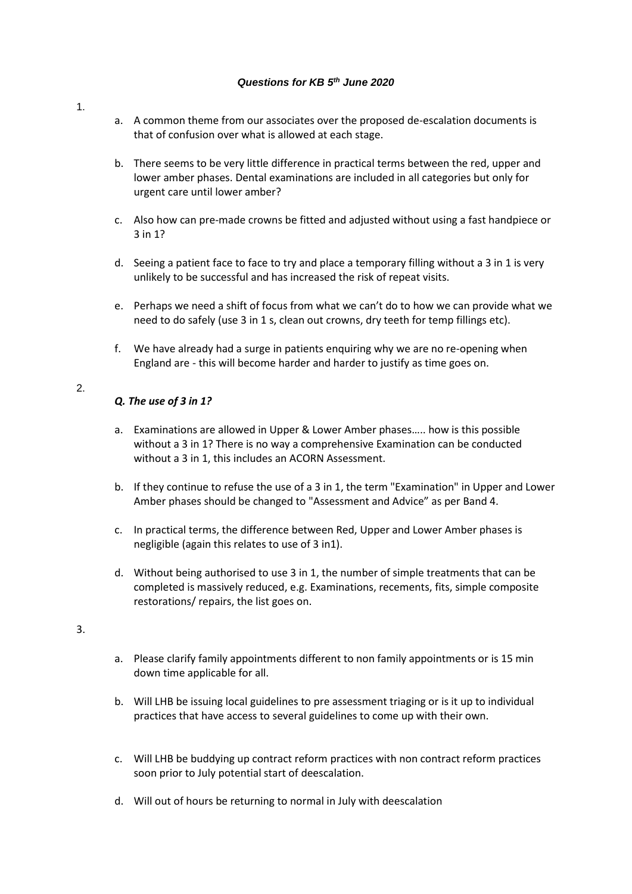***Questions for KB 5th June 2020***

1.

a. A common theme from our associates over the proposed de-escalation documents is that of confusion over what is allowed at each stage.

b. There seems to be very little difference in practical terms between the red, upper and lower amber phases. Dental examinations are included in all categories but only for urgent care until lower amber?

c. Also how can pre-made crowns be fitted and adjusted without using a fast handpiece or 3 in 1?

d. Seeing a patient face to face to try and place a temporary filling without a 3 in 1 is very unlikely to be successful and has increased the risk of repeat visits.

e. Perhaps we need a shift of focus from what we can't do to how we can provide what we need to do safely (use 3 in 1 s, clean out crowns, dry teeth for temp fillings etc).

f. We have already had a surge in patients enquiring why we are no re-opening when England are - this will become harder and harder to justify as time goes on.

2.

***Q. The use of 3 in 1?***

a. Examinations are allowed in Upper & Lower Amber phases….. how is this possible without a 3 in 1? There is no way a comprehensive Examination can be conducted without a 3 in 1, this includes an ACORN Assessment.

b. If they continue to refuse the use of a 3 in 1, the term "Examination" in Upper and Lower Amber phases should be changed to "Assessment and Advice" as per Band 4.

c. In practical terms, the difference between Red, Upper and Lower Amber phases is negligible (again this relates to use of 3 in1).

d. Without being authorised to use 3 in 1, the number of simple treatments that can be completed is massively reduced, e.g. Examinations, recements, fits, simple composite restorations/ repairs, the list goes on.

3.

a. Please clarify family appointments different to non family appointments or is 15 min down time applicable for all.

b. Will LHB be issuing local guidelines to pre assessment triaging or is it up to individual practices that have access to several guidelines to come up with their own.

c. Will LHB be buddying up contract reform practices with non contract reform practices soon prior to July potential start of deescalation.

d. Will out of hours be returning to normal in July with deescalation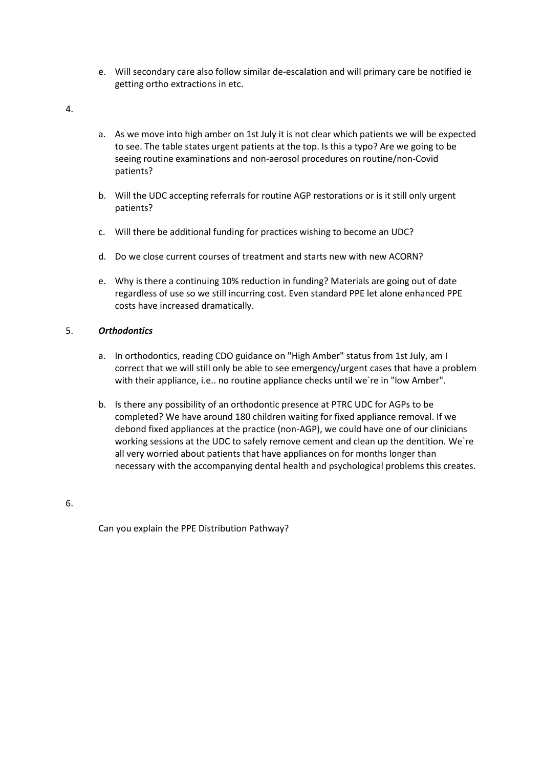e. Will secondary care also follow similar de-escalation and will primary care be notified ie getting ortho extractions in etc.

4.

a. As we move into high amber on 1st July it is not clear which patients we will be expected to see. The table states urgent patients at the top. Is this a typo? Are we going to be seeing routine examinations and non-aerosol procedures on routine/non-Covid patients?

b. Will the UDC accepting referrals for routine AGP restorations or is it still only urgent patients?

c. Will there be additional funding for practices wishing to become an UDC?

d. Do we close current courses of treatment and starts new with new ACORN?

e. Why is there a continuing 10% reduction in funding? Materials are going out of date regardless of use so we still incurring cost. Even standard PPE let alone enhanced PPE costs have increased dramatically.

5. ***Orthodontics***

a. In orthodontics, reading CDO guidance on "High Amber" status from 1st July, am I correct that we will still only be able to see emergency/urgent cases that have a problem with their appliance, i.e.. no routine appliance checks until we`re in "low Amber".

b. Is there any possibility of an orthodontic presence at PTRC UDC for AGPs to be completed? We have around 180 children waiting for fixed appliance removal. If we debond fixed appliances at the practice (non-AGP), we could have one of our clinicians working sessions at the UDC to safely remove cement and clean up the dentition. We`re all very worried about patients that have appliances on for months longer than necessary with the accompanying dental health and psychological problems this creates.

6.

Can you explain the PPE Distribution Pathway?